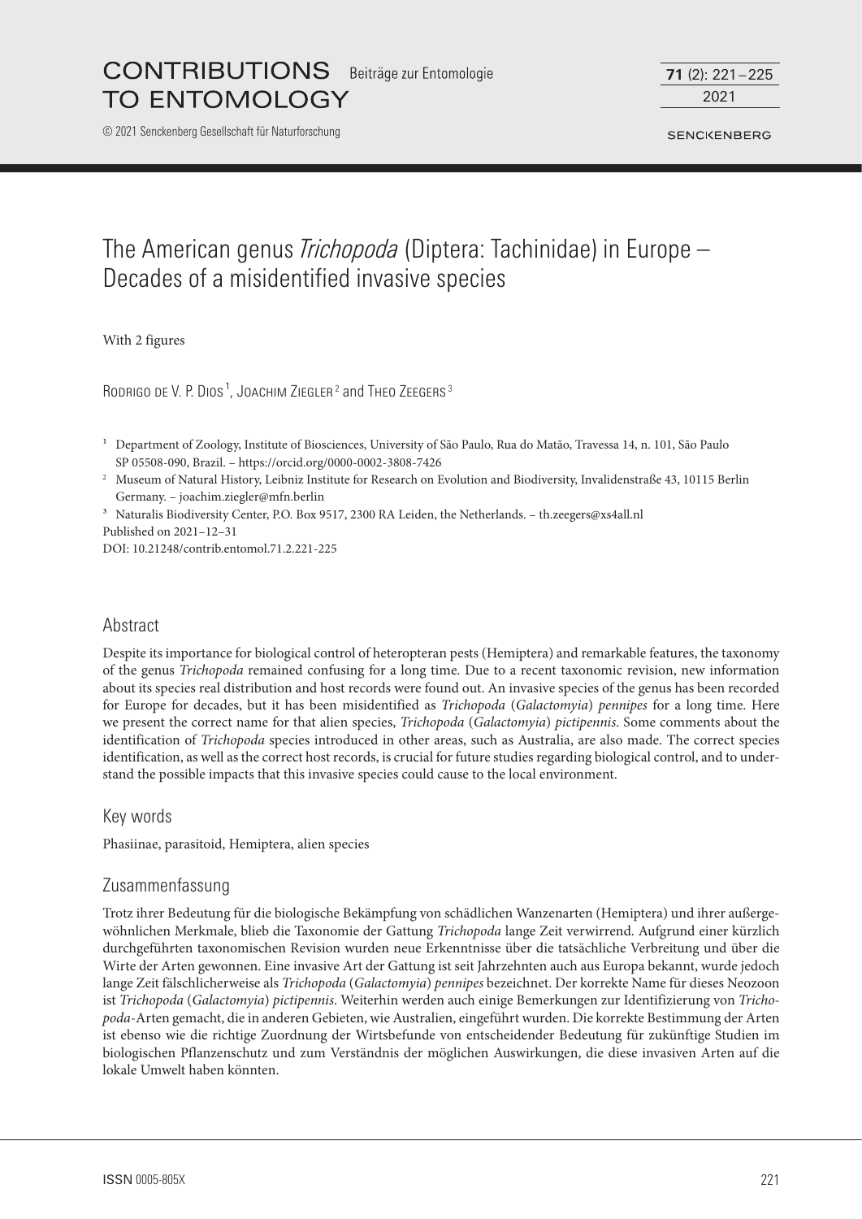# The American genus *Trichopoda* (Diptera: Tachinidae) in Europe – Decades of a misidentified invasive species

With 2 figures

Rodrigo de V. P. Dios[1], Joachim Ziegler[2] and Theo Zeegers[3]

[1] Department of Zoology, Institute of Biosciences, University of São Paulo, Rua do Matão, Travessa 14, n. 101, São Paulo SP 05508-090, Brazil. – https://orcid.org/0000-0002-3808-7426

[2] Museum of Natural History, Leibniz Institute for Research on Evolution and Biodiversity, Invalidenstraße 43, 10115 Berlin Germany. – joachim.ziegler@mfn.berlin

[3] Naturalis Biodiversity Center, P.O. Box 9517, 2300 RA Leiden, the Netherlands. – th.zeegers@xs4all.nl

Published on 2021–12–31

DOI: 10.21248/contrib.entomol.71.2.221-225

## Abstract

Despite its importance for biological control of heteropteran pests (Hemiptera) and remarkable features, the taxonomy of the genus *Trichopoda* remained confusing for a long time. Due to a recent taxonomic revision, new information about its species real distribution and host records were found out. An invasive species of the genus has been recorded for Europe for decades, but it has been misidentified as *Trichopoda* (*Galactomyia*) *pennipes* for a long time. Here we present the correct name for that alien species, *Trichopoda* (*Galactomyia*) *pictipennis*. Some comments about the identification of *Trichopoda* species introduced in other areas, such as Australia, are also made. The correct species identification, as well as the correct host records, is crucial for future studies regarding biological control, and to understand the possible impacts that this invasive species could cause to the local environment.

## Key words

Phasiinae, parasitoid, Hemiptera, alien species

## Zusammenfassung

Trotz ihrer Bedeutung für die biologische Bekämpfung von schädlichen Wanzenarten (Hemiptera) und ihrer außergewöhnlichen Merkmale, blieb die Taxonomie der Gattung *Trichopoda* lange Zeit verwirrend. Aufgrund einer kürzlich durchgeführten taxonomischen Revision wurden neue Erkenntnisse über die tatsächliche Verbreitung und über die Wirte der Arten gewonnen. Eine invasive Art der Gattung ist seit Jahrzehnten auch aus Europa bekannt, wurde jedoch lange Zeit fälschlicherweise als *Trichopoda* (*Galactomyia*) *pennipes* bezeichnet. Der korrekte Name für dieses Neozoon ist *Trichopoda* (*Galactomyia*) *pictipennis*. Weiterhin werden auch einige Bemerkungen zur Identifizierung von *Trichopoda*-Arten gemacht, die in anderen Gebieten, wie Australien, eingeführt wurden. Die korrekte Bestimmung der Arten ist ebenso wie die richtige Zuordnung der Wirtsbefunde von entscheidender Bedeutung für zukünftige Studien im biologischen Pflanzenschutz und zum Verständnis der möglichen Auswirkungen, die diese invasiven Arten auf die lokale Umwelt haben könnten.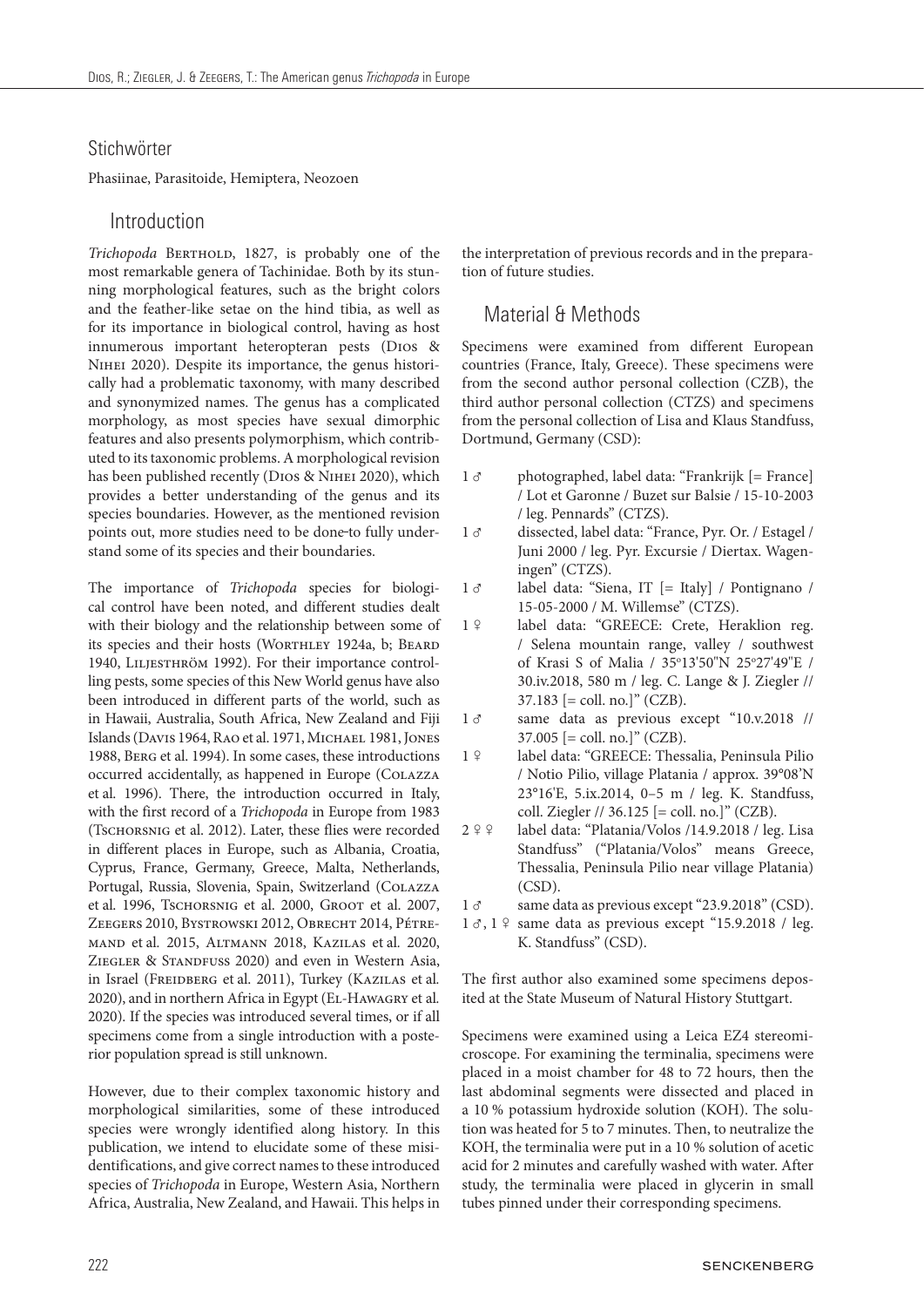## Stichwörter

Phasiinae, Parasitoide, Hemiptera, Neozoen

## Introduction

*Trichopoda* Berthold, 1827, is probably one of the most remarkable genera of Tachinidae. Both by its stunning morphological features, such as the bright colors and the feather-like setae on the hind tibia, as well as for its importance in biological control, having as host innumerous important heteropteran pests (Dios & Nihei 2020). Despite its importance, the genus historically had a problematic taxonomy, with many described and synonymized names. The genus has a complicated morphology, as most species have sexual dimorphic features and also presents polymorphism, which contributed to its taxonomic problems. A morphological revision has been published recently (Dios & Nihei 2020), which provides a better understanding of the genus and its species boundaries. However, as the mentioned revision points out, more studies need to be done to fully understand some of its species and their boundaries.

The importance of *Trichopoda* species for biological control have been noted, and different studies dealt with their biology and the relationship between some of its species and their hosts (Worthley 1924a, b; Beard 1940, Liljesthröm 1992). For their importance controlling pests, some species of this New World genus have also been introduced in different parts of the world, such as in Hawaii, Australia, South Africa, New Zealand and Fiji Islands (Davis 1964, Rao et al. 1971, Michael 1981, Jones 1988, Berg et al. 1994). In some cases, these introductions occurred accidentally, as happened in Europe (Colazza et al. 1996). There, the introduction occurred in Italy, with the first record of a *Trichopoda* in Europe from 1983 (Tschorsnig et al. 2012). Later, these flies were recorded in different places in Europe, such as Albania, Croatia, Cyprus, France, Germany, Greece, Malta, Netherlands, Portugal, Russia, Slovenia, Spain, Switzerland (Colazza et al. 1996, Tschorsnig et al. 2000, Groot et al. 2007, Zeegers 2010, Bystrowski 2012, Obrecht 2014, Pétremand et al. 2015, Altmann 2018, Kazilas et al. 2020, Ziegler & Standfuss 2020) and even in Western Asia, in Israel (Freidberg et al. 2011), Turkey (Kazilas et al. 2020), and in northern Africa in Egypt (El-Hawagry et al. 2020). If the species was introduced several times, or if all specimens come from a single introduction with a posterior population spread is still unknown.

However, due to their complex taxonomic history and morphological similarities, some of these introduced species were wrongly identified along history. In this publication, we intend to elucidate some of these misidentifications, and give correct names to these introduced species of *Trichopoda* in Europe, Western Asia, Northern Africa, Australia, New Zealand, and Hawaii. This helps in the interpretation of previous records and in the preparation of future studies.

## Material & Methods

Specimens were examined from different European countries (France, Italy, Greece). These specimens were from the second author personal collection (CZB), the third author personal collection (CTZS) and specimens from the personal collection of Lisa and Klaus Standfuss, Dortmund, Germany (CSD):

- 1 ♂ photographed, label data: "Frankrijk [= France] / Lot et Garonne / Buzet sur Balsie / 15-10-2003 / leg. Pennards" (CTZS).
- 1 ♂ dissected, label data: "France, Pyr. Or. / Estagel / Juni 2000 / leg. Pyr. Excursie / Diertax. Wageningen" (CTZS).
- 1 ♂ label data: "Siena, IT [= Italy] / Pontignano / 15-05-2000 / M. Willemse" (CTZS).
- 1 ♀ label data: "GREECE: Crete, Heraklion reg. / Selena mountain range, valley / southwest of Krasi S of Malia / 35°13'50"N 25°27'49"E / 30.iv.2018, 580 m / leg. C. Lange & J. Ziegler // 37.183 [= coll. no.]" (CZB).
- 1 ♂ same data as previous except "10.v.2018 // 37.005 [= coll. no.]" (CZB).
- 1 ♀ label data: "GREECE: Thessalia, Peninsula Pilio / Notio Pilio, village Platania / approx. 39°08'N 23°16'E, 5.ix.2014, 0–5 m / leg. K. Standfuss, coll. Ziegler // 36.125 [= coll. no.]" (CZB).
- 2 ♀♀ label data: "Platania/Volos /14.9.2018 / leg. Lisa Standfuss" ("Platania/Volos" means Greece, Thessalia, Peninsula Pilio near village Platania) (CSD).
- 1 ♂ same data as previous except "23.9.2018" (CSD).
- 1 ♂, 1 ♀ same data as previous except "15.9.2018 / leg. K. Standfuss" (CSD).

The first author also examined some specimens deposited at the State Museum of Natural History Stuttgart.

Specimens were examined using a Leica EZ4 stereomicroscope. For examining the terminalia, specimens were placed in a moist chamber for 48 to 72 hours, then the last abdominal segments were dissected and placed in a 10 % potassium hydroxide solution (KOH). The solution was heated for 5 to 7 minutes. Then, to neutralize the KOH, the terminalia were put in a 10 % solution of acetic acid for 2 minutes and carefully washed with water. After study, the terminalia were placed in glycerin in small tubes pinned under their corresponding specimens.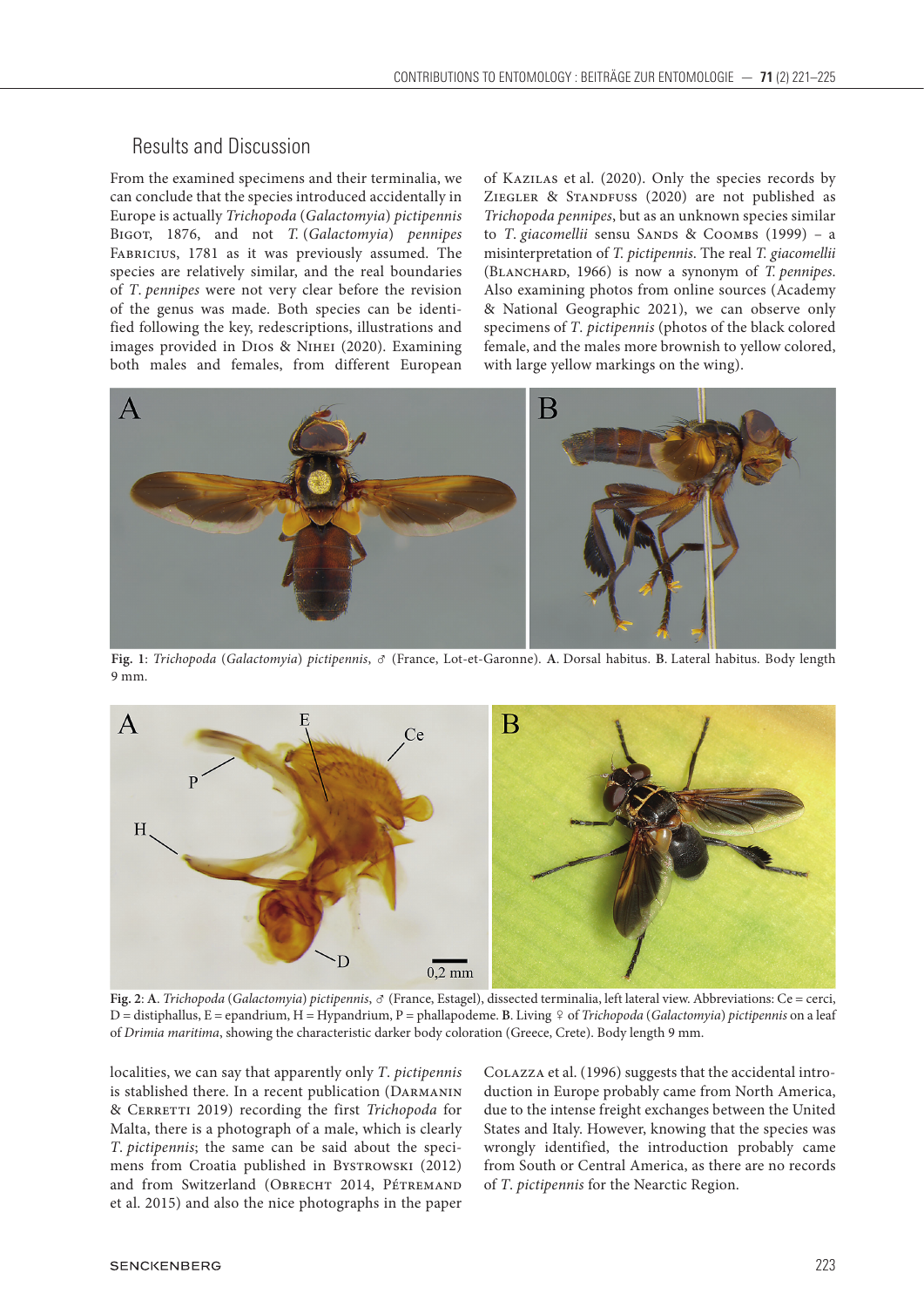## Results and Discussion

From the examined specimens and their terminalia, we can conclude that the species introduced accidentally in Europe is actually *Trichopoda* (*Galactomyia*) *pictipennis* Bigot, 1876, and not *T.* (*Galactomyia*) *pennipes* Fabricius, 1781 as it was previously assumed. The species are relatively similar, and the real boundaries of *T. pennipes* were not very clear before the revision of the genus was made. Both species can be identified following the key, redescriptions, illustrations and images provided in Dios & Nihei (2020). Examining both males and females, from different European localities, we can say that apparently only *T. pictipennis* is stablished there. In a recent publication (Darmanin & Cerretti 2019) recording the first *Trichopoda* for Malta, there is a photograph of a male, which is clearly *T. pictipennis*; the same can be said about the specimens from Croatia published in Bystrowski (2012) and from Switzerland (Obrecht 2014, Pétremand et al. 2015) and also the nice photographs in the paper of Kazilas et al. (2020). Only the species records by Ziegler & Standfuss (2020) are not published as *Trichopoda pennipes*, but as an unknown species similar to *T. giacomellii* sensu Sands & Coombs (1999) – a misinterpretation of *T. pictipennis*. The real *T. giacomellii* (Blanchard, 1966) is now a synonym of *T. pennipes*. Also examining photos from online sources (Academy & National Geographic 2021), we can observe only specimens of *T. pictipennis* (photos of the black colored female, and the males more brownish to yellow colored, with large yellow markings on the wing).

**Fig. 1**: *Trichopoda* (*Galactomyia*) *pictipennis*, ♂ (France, Lot-et-Garonne). **A**. Dorsal habitus. **B**. Lateral habitus. Body length 9 mm.

**Fig. 2**: **A**. *Trichopoda* (*Galactomyia*) *pictipennis*, ♂ (France, Estagel), dissected terminalia, left lateral view. Abbreviations: Ce = cerci, D = distiphallus, E = epandrium, H = Hypandrium, P = phallapodeme. **B**. Living ♀ of *Trichopoda* (*Galactomyia*) *pictipennis* on a leaf of *Drimia maritima*, showing the characteristic darker body coloration (Greece, Crete). Body length 9 mm.

Colazza et al. (1996) suggests that the accidental introduction in Europe probably came from North America, due to the intense freight exchanges between the United States and Italy. However, knowing that the species was wrongly identified, the introduction probably came from South or Central America, as there are no records of *T. pictipennis* for the Nearctic Region.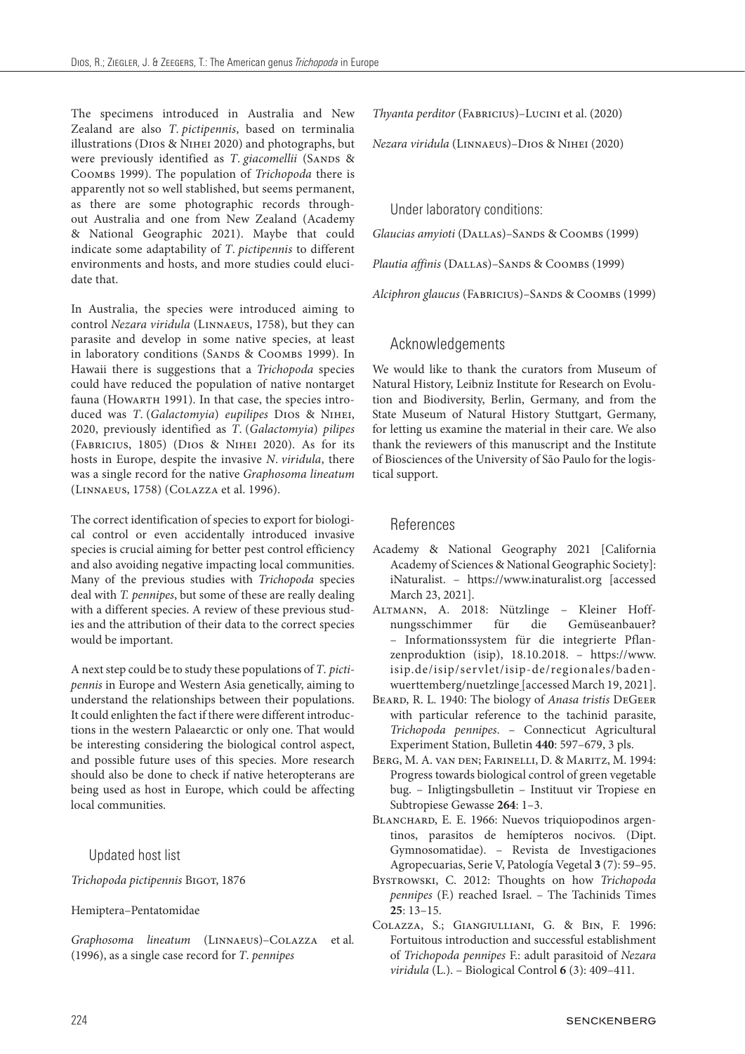The specimens introduced in Australia and New Zealand are also *T. pictipennis*, based on terminalia illustrations (Dios & Nihei 2020) and photographs, but were previously identified as *T. giacomellii* (Sands & Coombs 1999). The population of *Trichopoda* there is apparently not so well stablished, but seems permanent, as there are some photographic records throughout Australia and one from New Zealand (Academy & National Geographic 2021). Maybe that could indicate some adaptability of *T. pictipennis* to different environments and hosts, and more studies could elucidate that.

In Australia, the species were introduced aiming to control *Nezara viridula* (Linnaeus, 1758), but they can parasite and develop in some native species, at least in laboratory conditions (Sands & Coombs 1999). In Hawaii there is suggestions that a *Trichopoda* species could have reduced the population of native nontarget fauna (Howarth 1991). In that case, the species introduced was *T.* (*Galactomyia*) *eupilipes* Dios & Nihei, 2020, previously identified as *T.* (*Galactomyia*) *pilipes* (Fabricius, 1805) (Dios & Nihei 2020). As for its hosts in Europe, despite the invasive *N. viridula*, there was a single record for the native *Graphosoma lineatum* (Linnaeus, 1758) (Colazza et al. 1996).

The correct identification of species to export for biological control or even accidentally introduced invasive species is crucial aiming for better pest control efficiency and also avoiding negative impacting local communities. Many of the previous studies with *Trichopoda* species deal with *T. pennipes*, but some of these are really dealing with a different species. A review of these previous studies and the attribution of their data to the correct species would be important.

A next step could be to study these populations of *T. pictipennis* in Europe and Western Asia genetically, aiming to understand the relationships between their populations. It could enlighten the fact if there were different introductions in the western Palaearctic or only one. That would be interesting considering the biological control aspect, and possible future uses of this species. More research should also be done to check if native heteropterans are being used as host in Europe, which could be affecting local communities.

## Updated host list

*Trichopoda pictipennis* Bigot, 1876

Hemiptera–Pentatomidae

*Graphosoma lineatum* (Linnaeus)–Colazza et al. (1996), as a single case record for *T. pennipes*

*Thyanta perditor* (Fabricius)–Lucini et al. (2020)

*Nezara viridula* (Linnaeus)–Dios & Nihei (2020)

Under laboratory conditions:

*Glaucias amyioti* (Dallas)–Sands & Coombs (1999)

*Plautia affinis* (Dallas)–Sands & Coombs (1999)

*Alciphron glaucus* (Fabricius)–Sands & Coombs (1999)

## Acknowledgements

We would like to thank the curators from Museum of Natural History, Leibniz Institute for Research on Evolution and Biodiversity, Berlin, Germany, and from the State Museum of Natural History Stuttgart, Germany, for letting us examine the material in their care. We also thank the reviewers of this manuscript and the Institute of Biosciences of the University of São Paulo for the logistical support.

## References

Academy & National Geography 2021 [California Academy of Sciences & National Geographic Society]: iNaturalist. – https://www.inaturalist.org [accessed March 23, 2021].

Altmann, A. 2018: Nützlinge – Kleiner Hoffnungsschimmer für die Gemüseanbauer? – Informationssystem für die integrierte Pflanzenproduktion (isip), 18.10.2018. – https://www.isip.de/isip/servlet/isip-de/regionales/baden-wuerttemberg/nuetzlinge [accessed March 19, 2021].

Beard, R. L. 1940: The biology of *Anasa tristis* DeGeer with particular reference to the tachinid parasite, *Trichopoda pennipes*. – Connecticut Agricultural Experiment Station, Bulletin **440**: 597–679, 3 pls.

Berg, M. A. van den; Farinelli, D. & Maritz, M. 1994: Progress towards biological control of green vegetable bug. – Inligtingsbulletin – Instituut vir Tropiese en Subtropiese Gewasse **264**: 1–3.

Blanchard, E. E. 1966: Nuevos triquiopodinos argentinos, parasitos de hemípteros nocivos. (Dipt. Gymnosomatidae). – Revista de Investigaciones Agropecuarias, Serie V, Patología Vegetal **3** (7): 59–95.

Bystrowski, C. 2012: Thoughts on how *Trichopoda pennipes* (F.) reached Israel. – The Tachinids Times **25**: 13–15.

Colazza, S.; Giangiulliani, G. & Bin, F. 1996: Fortuitous introduction and successful establishment of *Trichopoda pennipes* F.: adult parasitoid of *Nezara viridula* (L.). – Biological Control **6** (3): 409–411.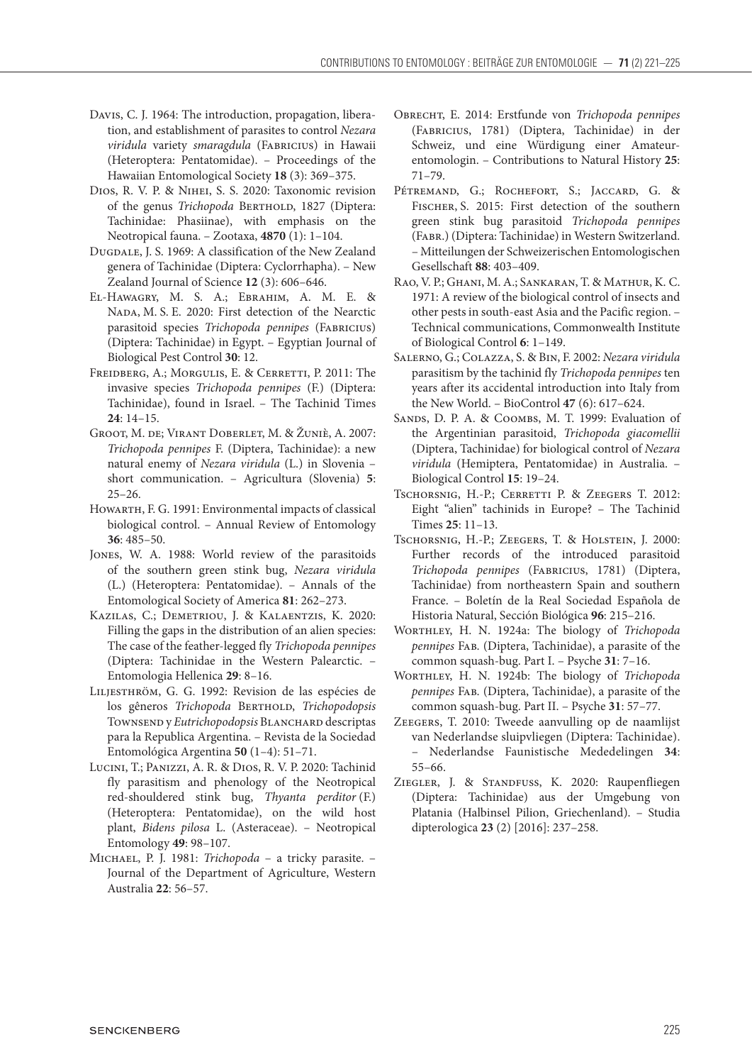Davis, C. J. 1964: The introduction, propagation, liberation, and establishment of parasites to control *Nezara viridula* variety *smaragdula* (Fabricius) in Hawaii (Heteroptera: Pentatomidae). – Proceedings of the Hawaiian Entomological Society **18** (3): 369–375.

Dios, R. V. P. & Nihei, S. S. 2020: Taxonomic revision of the genus *Trichopoda* Berthold, 1827 (Diptera: Tachinidae: Phasiinae), with emphasis on the Neotropical fauna. – Zootaxa, **4870** (1): 1–104.

Dugdale, J. S. 1969: A classification of the New Zealand genera of Tachinidae (Diptera: Cyclorrhapha). – New Zealand Journal of Science **12** (3): 606–646.

El-Hawagry, M. S. A.; Ebrahim, A. M. E. & Nada, M. S. E. 2020: First detection of the Nearctic parasitoid species *Trichopoda pennipes* (Fabricius) (Diptera: Tachinidae) in Egypt. – Egyptian Journal of Biological Pest Control **30**: 12.

Freidberg, A.; Morgulis, E. & Cerretti, P. 2011: The invasive species *Trichopoda pennipes* (F.) (Diptera: Tachinidae), found in Israel. – The Tachinid Times **24**: 14–15.

Groot, M. de; Virant Doberlet, M. & Žuniè, A. 2007: *Trichopoda pennipes* F. (Diptera, Tachinidae): a new natural enemy of *Nezara viridula* (L.) in Slovenia – short communication. – Agricultura (Slovenia) **5**: 25–26.

Howarth, F. G. 1991: Environmental impacts of classical biological control. – Annual Review of Entomology **36**: 485–50.

Jones, W. A. 1988: World review of the parasitoids of the southern green stink bug, *Nezara viridula* (L.) (Heteroptera: Pentatomidae). – Annals of the Entomological Society of America **81**: 262–273.

Kazilas, C.; Demetriou, J. & Kalaentzis, K. 2020: Filling the gaps in the distribution of an alien species: The case of the feather-legged fly *Trichopoda pennipes* (Diptera: Tachinidae in the Western Palearctic. – Entomologia Hellenica **29**: 8–16.

Liljesthröm, G. G. 1992: Revision de las espécies de los gêneros *Trichopoda* Berthold, *Trichopodopsis* Townsend y *Eutrichopodopsis* Blanchard descriptas para la Republica Argentina. – Revista de la Sociedad Entomológica Argentina **50** (1–4): 51–71.

Lucini, T.; Panizzi, A. R. & Dios, R. V. P. 2020: Tachinid fly parasitism and phenology of the Neotropical red-shouldered stink bug, *Thyanta perditor* (F.) (Heteroptera: Pentatomidae), on the wild host plant, *Bidens pilosa* L. (Asteraceae). – Neotropical Entomology **49**: 98–107.

Michael, P. J. 1981: *Trichopoda* – a tricky parasite. – Journal of the Department of Agriculture, Western Australia **22**: 56–57.

Obrecht, E. 2014: Erstfunde von *Trichopoda pennipes* (Fabricius, 1781) (Diptera, Tachinidae) in der Schweiz, und eine Würdigung einer Amateur-entomologin. – Contributions to Natural History **25**: 71–79.

Pétremand, G.; Rochefort, S.; Jaccard, G. & Fischer, S. 2015: First detection of the southern green stink bug parasitoid *Trichopoda pennipes* (Fabr.) (Diptera: Tachinidae) in Western Switzerland. – Mitteilungen der Schweizerischen Entomologischen Gesellschaft **88**: 403–409.

Rao, V. P.; Ghani, M. A.; Sankaran, T. & Mathur, K. C. 1971: A review of the biological control of insects and other pests in south-east Asia and the Pacific region. – Technical communications, Commonwealth Institute of Biological Control **6**: 1–149.

Salerno, G.; Colazza, S. & Bin, F. 2002: *Nezara viridula* parasitism by the tachinid fly *Trichopoda pennipes* ten years after its accidental introduction into Italy from the New World. – BioControl **47** (6): 617–624.

Sands, D. P. A. & Coombs, M. T. 1999: Evaluation of the Argentinian parasitoid, *Trichopoda giacomellii* (Diptera, Tachinidae) for biological control of *Nezara viridula* (Hemiptera, Pentatomidae) in Australia. – Biological Control **15**: 19–24.

Tschorsnig, H.-P.; Cerretti P. & Zeegers T. 2012: Eight “alien” tachinids in Europe? – The Tachinid Times **25**: 11–13.

Tschorsnig, H.-P.; Zeegers, T. & Holstein, J. 2000: Further records of the introduced parasitoid *Trichopoda pennipes* (Fabricius, 1781) (Diptera, Tachinidae) from northeastern Spain and southern France. – Boletín de la Real Sociedad Española de Historia Natural, Sección Biológica **96**: 215–216.

Worthley, H. N. 1924a: The biology of *Trichopoda pennipes* Fab. (Diptera, Tachinidae), a parasite of the common squash-bug. Part I. – Psyche **31**: 7–16.

Worthley, H. N. 1924b: The biology of *Trichopoda pennipes* Fab. (Diptera, Tachinidae), a parasite of the common squash-bug. Part II. – Psyche **31**: 57–77.

Zeegers, T. 2010: Tweede aanvulling op de naamlijst van Nederlandse sluipvliegen (Diptera: Tachinidae). – Nederlandse Faunistische Mededelingen **34**: 55–66.

Ziegler, J. & Standfuss, K. 2020: Raupenfliegen (Diptera: Tachinidae) aus der Umgebung von Platania (Halbinsel Pilion, Griechenland). – Studia dipterologica **23** (2) [2016]: 237–258.